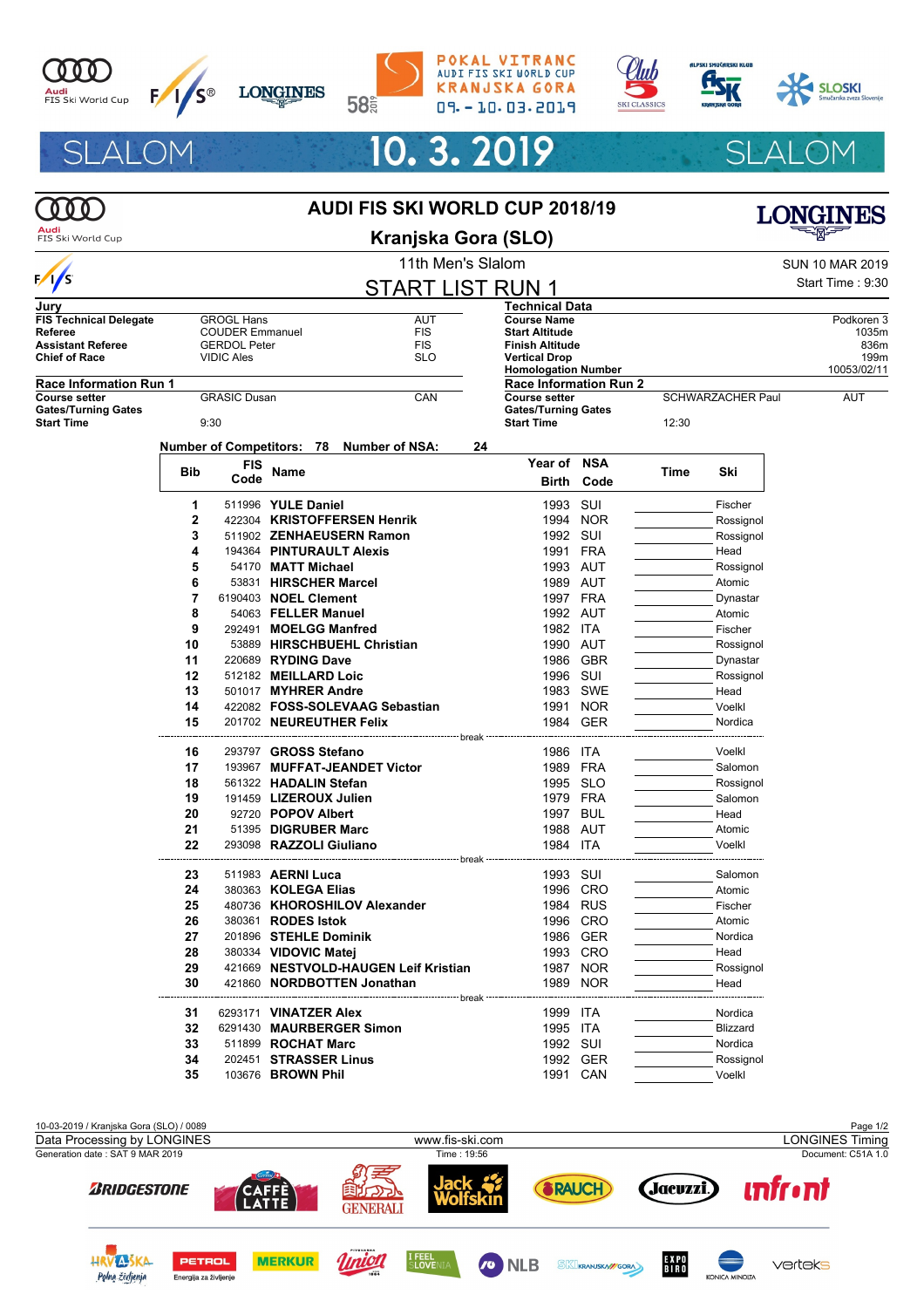# SLALOM 10. 3. 2019 SLALOM

POKAL VITRANC
AUDI FIS SKI WORLD CUP
KRANJSKA GORA
09.-10.03.2019

## AUDI FIS SKI WORLD CUP 2018/19

## Kranjska Gora (SLO)

### 11th Men's Slalom

## START LIST RUN 1

SUN 10 MAR 2019
Start Time : 9:30

| Jury | | |
|---|---|---|
| FIS Technical Delegate | GROGL Hans | AUT |
| Referee | COUDER Emmanuel | FIS |
| Assistant Referee | GERDOL Peter | FIS |
| Chief of Race | VIDIC Ales | SLO |

| Technical Data | |
|---|---|
| Course Name | Podkoren 3 |
| Start Altitude | 1035m |
| Finish Altitude | 836m |
| Vertical Drop | 199m |
| Homologation Number | 10053/02/11 |

| Race Information Run 1 | | |
|---|---|---|
| Course setter | GRASIC Dusan | CAN |
| Gates/Turning Gates | | |
| Start Time | 9:30 | |

| Race Information Run 2 | | |
|---|---|---|
| Course setter | SCHWARZACHER Paul | AUT |
| Gates/Turning Gates | | |
| Start Time | 12:30 | |

Number of Competitors: 78 Number of NSA: 24

| Bib | FIS Code | Name | Year of Birth | NSA Code | Time | Ski |
|---|---|---|---|---|---|---|
| 1 | 511996 | **YULE Daniel** | 1993 | SUI | | Fischer |
| 2 | 422304 | **KRISTOFFERSEN Henrik** | 1994 | NOR | | Rossignol |
| 3 | 511902 | **ZENHAEUSERN Ramon** | 1992 | SUI | | Rossignol |
| 4 | 194364 | **PINTURAULT Alexis** | 1991 | FRA | | Head |
| 5 | 54170 | **MATT Michael** | 1993 | AUT | | Rossignol |
| 6 | 53831 | **HIRSCHER Marcel** | 1989 | AUT | | Atomic |
| 7 | 6190403 | **NOEL Clement** | 1997 | FRA | | Dynastar |
| 8 | 54063 | **FELLER Manuel** | 1992 | AUT | | Atomic |
| 9 | 292491 | **MOELGG Manfred** | 1982 | ITA | | Fischer |
| 10 | 53889 | **HIRSCHBUEHL Christian** | 1990 | AUT | | Rossignol |
| 11 | 220689 | **RYDING Dave** | 1986 | GBR | | Dynastar |
| 12 | 512182 | **MEILLARD Loic** | 1996 | SUI | | Rossignol |
| 13 | 501017 | **MYHRER Andre** | 1983 | SWE | | Head |
| 14 | 422082 | **FOSS-SOLEVAAG Sebastian** | 1991 | NOR | | Voelkl |
| 15 | 201702 | **NEUREUTHER Felix** | 1984 | GER | | Nordica |
| | | break | | | | |
| 16 | 293797 | **GROSS Stefano** | 1986 | ITA | | Voelkl |
| 17 | 193967 | **MUFFAT-JEANDET Victor** | 1989 | FRA | | Salomon |
| 18 | 561322 | **HADALIN Stefan** | 1995 | SLO | | Rossignol |
| 19 | 191459 | **LIZEROUX Julien** | 1979 | FRA | | Salomon |
| 20 | 92720 | **POPOV Albert** | 1997 | BUL | | Head |
| 21 | 51395 | **DIGRUBER Marc** | 1988 | AUT | | Atomic |
| 22 | 293098 | **RAZZOLI Giuliano** | 1984 | ITA | | Voelkl |
| | | break | | | | |
| 23 | 511983 | **AERNI Luca** | 1993 | SUI | | Salomon |
| 24 | 380363 | **KOLEGA Elias** | 1996 | CRO | | Atomic |
| 25 | 480736 | **KHOROSHILOV Alexander** | 1984 | RUS | | Fischer |
| 26 | 380361 | **RODES Istok** | 1996 | CRO | | Atomic |
| 27 | 201896 | **STEHLE Dominik** | 1986 | GER | | Nordica |
| 28 | 380334 | **VIDOVIC Matej** | 1993 | CRO | | Head |
| 29 | 421669 | **NESTVOLD-HAUGEN Leif Kristian** | 1987 | NOR | | Rossignol |
| 30 | 421860 | **NORDBOTTEN Jonathan** | 1989 | NOR | | Head |
| | | break | | | | |
| 31 | 6293171 | **VINATZER Alex** | 1999 | ITA | | Nordica |
| 32 | 6291430 | **MAURBERGER Simon** | 1995 | ITA | | Blizzard |
| 33 | 511899 | **ROCHAT Marc** | 1992 | SUI | | Nordica |
| 34 | 202451 | **STRASSER Linus** | 1992 | GER | | Rossignol |
| 35 | 103676 | **BROWN Phil** | 1991 | CAN | | Voelkl |

10-03-2019 / Kranjska Gora (SLO) / 0089
Data Processing by LONGINES — www.fis-ski.com — LONGINES Timing
Generation date : SAT 9 MAR 2019 — Time : 19:56 — Document: C51A 1.0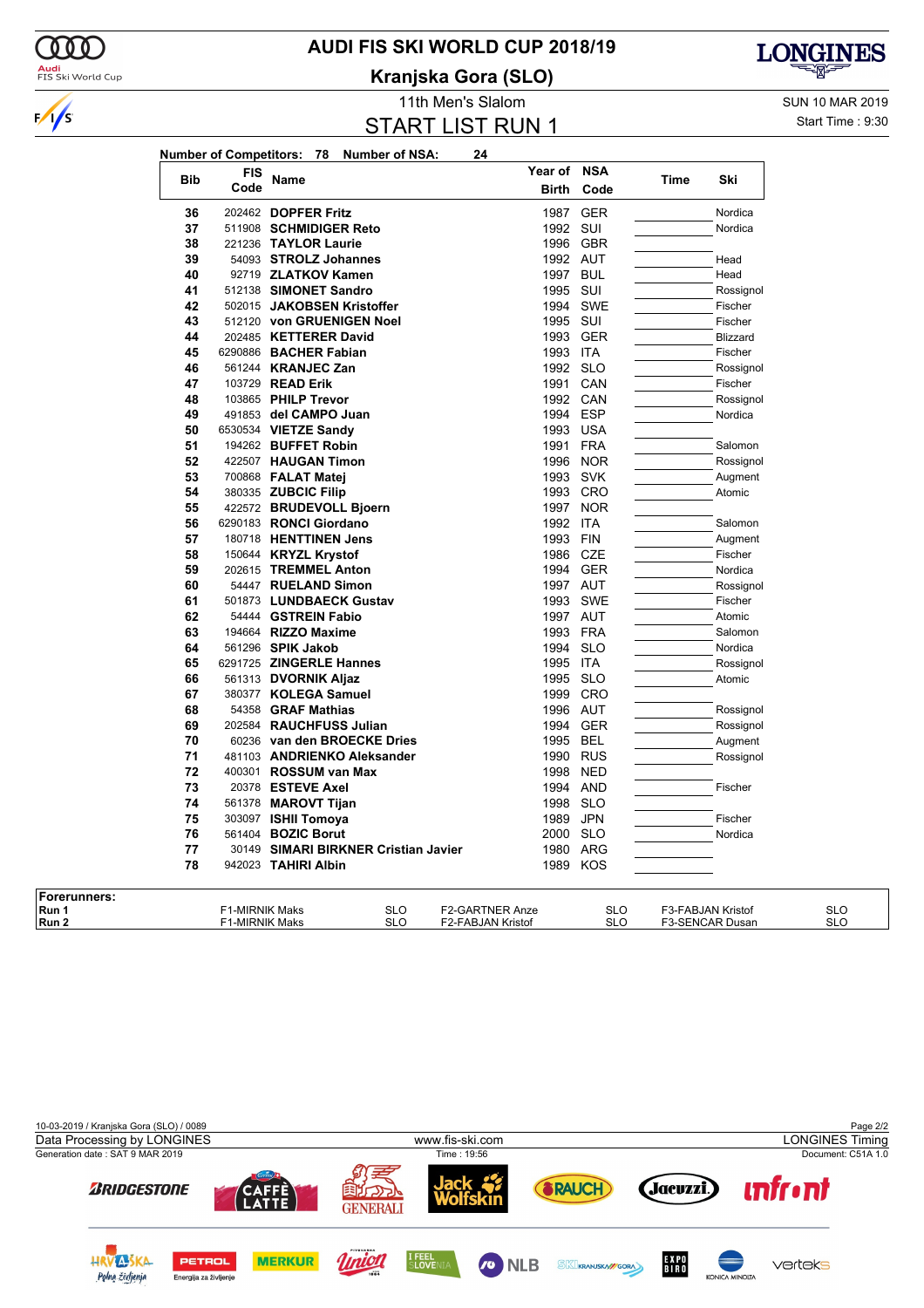# AUDI FIS SKI WORLD CUP 2018/19

## Kranjska Gora (SLO)

### 11th Men's Slalom

### START LIST RUN 1

SUN 10 MAR 2019

Start Time : 9:30

**Number of Competitors: 78 Number of NSA: 24**

| Bib | FIS Code | Name | Year of Birth | NSA Code | Time | Ski |
|---|---|---|---|---|---|---|
| 36 | 202462 | **DOPFER Fritz** | 1987 | GER | | Nordica |
| 37 | 511908 | **SCHMIDIGER Reto** | 1992 | SUI | | Nordica |
| 38 | 221236 | **TAYLOR Laurie** | 1996 | GBR | | |
| 39 | 54093 | **STROLZ Johannes** | 1992 | AUT | | Head |
| 40 | 92719 | **ZLATKOV Kamen** | 1997 | BUL | | Head |
| 41 | 512138 | **SIMONET Sandro** | 1995 | SUI | | Rossignol |
| 42 | 502015 | **JAKOBSEN Kristoffer** | 1994 | SWE | | Fischer |
| 43 | 512120 | **von GRUENIGEN Noel** | 1995 | SUI | | Fischer |
| 44 | 202485 | **KETTERER David** | 1993 | GER | | Blizzard |
| 45 | 6290886 | **BACHER Fabian** | 1993 | ITA | | Fischer |
| 46 | 561244 | **KRANJEC Zan** | 1992 | SLO | | Rossignol |
| 47 | 103729 | **READ Erik** | 1991 | CAN | | Fischer |
| 48 | 103865 | **PHILP Trevor** | 1992 | CAN | | Rossignol |
| 49 | 491853 | **del CAMPO Juan** | 1994 | ESP | | Nordica |
| 50 | 6530534 | **VIETZE Sandy** | 1993 | USA | | |
| 51 | 194262 | **BUFFET Robin** | 1991 | FRA | | Salomon |
| 52 | 422507 | **HAUGAN Timon** | 1996 | NOR | | Rossignol |
| 53 | 700868 | **FALAT Matej** | 1993 | SVK | | Augment |
| 54 | 380335 | **ZUBCIC Filip** | 1993 | CRO | | Atomic |
| 55 | 422572 | **BRUDEVOLL Bjoern** | 1997 | NOR | | |
| 56 | 6290183 | **RONCI Giordano** | 1992 | ITA | | Salomon |
| 57 | 180718 | **HENTTINEN Jens** | 1993 | FIN | | Augment |
| 58 | 150644 | **KRYZL Krystof** | 1986 | CZE | | Fischer |
| 59 | 202615 | **TREMMEL Anton** | 1994 | GER | | Nordica |
| 60 | 54447 | **RUELAND Simon** | 1997 | AUT | | Rossignol |
| 61 | 501873 | **LUNDBAECK Gustav** | 1993 | SWE | | Fischer |
| 62 | 54444 | **GSTREIN Fabio** | 1997 | AUT | | Atomic |
| 63 | 194664 | **RIZZO Maxime** | 1993 | FRA | | Salomon |
| 64 | 561296 | **SPIK Jakob** | 1994 | SLO | | Nordica |
| 65 | 6291725 | **ZINGERLE Hannes** | 1995 | ITA | | Rossignol |
| 66 | 561313 | **DVORNIK Aljaz** | 1995 | SLO | | Atomic |
| 67 | 380377 | **KOLEGA Samuel** | 1999 | CRO | | |
| 68 | 54358 | **GRAF Mathias** | 1996 | AUT | | Rossignol |
| 69 | 202584 | **RAUCHFUSS Julian** | 1994 | GER | | Rossignol |
| 70 | 60236 | **van den BROECKE Dries** | 1995 | BEL | | Augment |
| 71 | 481103 | **ANDRIENKO Aleksander** | 1990 | RUS | | Rossignol |
| 72 | 400301 | **ROSSUM van Max** | 1998 | NED | | |
| 73 | 20378 | **ESTEVE Axel** | 1994 | AND | | Fischer |
| 74 | 561378 | **MAROVT Tijan** | 1998 | SLO | | |
| 75 | 303097 | **ISHII Tomoya** | 1989 | JPN | | Fischer |
| 76 | 561404 | **BOZIC Borut** | 2000 | SLO | | Nordica |
| 77 | 30149 | **SIMARI BIRKNER Cristian Javier** | 1980 | ARG | | |
| 78 | 942023 | **TAHIRI Albin** | 1989 | KOS | | |

**Forerunners:**

| | | | | | | |
|---|---|---|---|---|---|---|
| **Run 1** | F1-MIRNIK Maks | SLO | F2-GARTNER Anze | SLO | F3-FABJAN Kristof | SLO |
| **Run 2** | F1-MIRNIK Maks | SLO | F2-FABJAN Kristof | SLO | F3-SENCAR Dusan | SLO |

10-03-2019 / Kranjska Gora (SLO) / 0089

Data Processing by LONGINES — www.fis-ski.com — LONGINES Timing

Generation date : SAT 9 MAR 2019 — Time : 19:56 — Document: C51A 1.0